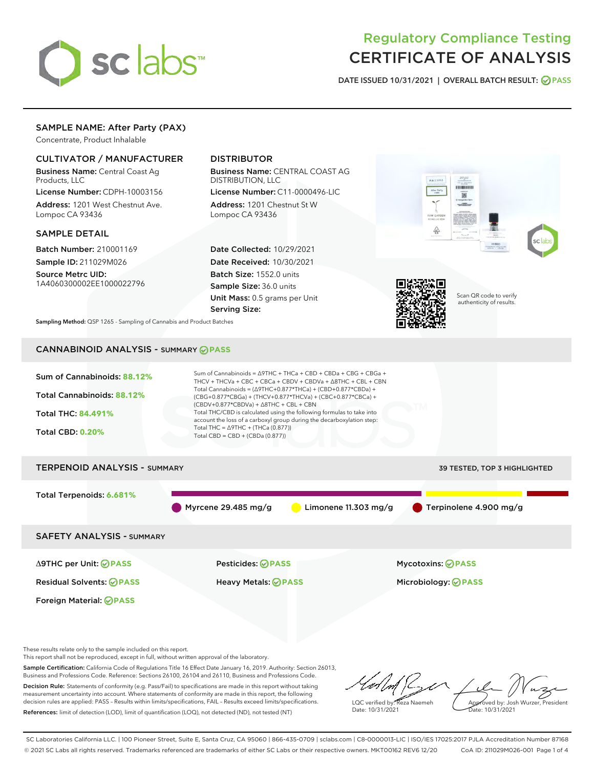# Regulatory Compliance Testing
# CERTIFICATE OF ANALYSIS

DATE ISSUED 10/31/2021 | OVERALL BATCH RESULT: PASS

## SAMPLE NAME: After Party (PAX)

Concentrate, Product Inhalable

### CULTIVATOR / MANUFACTURER

**Business Name:** Central Coast Ag Products, LLC

**License Number:** CDPH-10003156

**Address:** 1201 West Chestnut Ave. Lompoc CA 93436

### DISTRIBUTOR

**Business Name:** CENTRAL COAST AG DISTRIBUTION, LLC

**License Number:** C11-0000496-LIC

**Address:** 1201 Chestnut St W Lompoc CA 93436

### SAMPLE DETAIL

**Batch Number:** 210001169

**Sample ID:** 211029M026

**Source Metrc UID:** 1A4060300002EE1000022796

**Date Collected:** 10/29/2021

**Date Received:** 10/30/2021

**Batch Size:** 1552.0 units

**Sample Size:** 36.0 units

**Unit Mass:** 0.5 grams per Unit

**Serving Size:**

Scan QR code to verify authenticity of results.

**Sampling Method:** QSP 1265 - Sampling of Cannabis and Product Batches

## CANNABINOID ANALYSIS - SUMMARY PASS

Sum of Cannabinoids: **88.12%**

Total Cannabinoids: **88.12%**

Total THC: **84.491%**

Total CBD: **0.20%**

Sum of Cannabinoids = Δ9THC + THCa + CBD + CBDa + CBG + CBGa + THCV + THCVa + CBC + CBCa + CBDV + CBDVa + Δ8THC + CBL + CBN

Total Cannabinoids = (Δ9THC+0.877*THCa) + (CBD+0.877*CBDa) + (CBG+0.877*CBGa) + (THCV+0.877*THCVa) + (CBC+0.877*CBCa) + (CBDV+0.877*CBDVa) + Δ8THC + CBL + CBN

Total THC/CBD is calculated using the following formulas to take into account the loss of a carboxyl group during the decarboxylation step:

Total THC = Δ9THC + (THCa (0.877))

Total CBD = CBD + (CBDa (0.877))

## TERPENOID ANALYSIS - SUMMARY

39 TESTED, TOP 3 HIGHLIGHTED

Total Terpenoids: **6.681%**

Myrcene 29.485 mg/g | Limonene 11.303 mg/g | Terpinolene 4.900 mg/g

## SAFETY ANALYSIS - SUMMARY

| | | |
|---|---|---|
| Δ9THC per Unit: PASS | Pesticides: PASS | Mycotoxins: PASS |
| Residual Solvents: PASS | Heavy Metals: PASS | Microbiology: PASS |
| Foreign Material: PASS | | |

These results relate only to the sample included on this report.
This report shall not be reproduced, except in full, without written approval of the laboratory.

**Sample Certification:** California Code of Regulations Title 16 Effect Date January 16, 2019. Authority: Section 26013, Business and Professions Code. Reference: Sections 26100, 26104 and 26110, Business and Professions Code.

**Decision Rule:** Statements of conformity (e.g. Pass/Fail) to specifications are made in this report without taking measurement uncertainty into account. Where statements of conformity are made in this report, the following decision rules are applied: PASS - Results within limits/specifications, FAIL - Results exceed limits/specifications.

**References:** limit of detection (LOD), limit of quantification (LOQ), not detected (ND), not tested (NT)

LQC verified by: Reza Naemeh
Date: 10/31/2021

Approved by: Josh Wurzer, President
Date: 10/31/2021

SC Laboratories California LLC. | 100 Pioneer Street, Suite E, Santa Cruz, CA 95060 | 866-435-0709 | sclabs.com | C8-0000013-LIC | ISO/IES 17025:2017 PJLA Accreditation Number 87168
© 2021 SC Labs all rights reserved. Trademarks referenced are trademarks of either SC Labs or their respective owners. MKT00162 REV6 12/20 CoA ID: 211029M026-001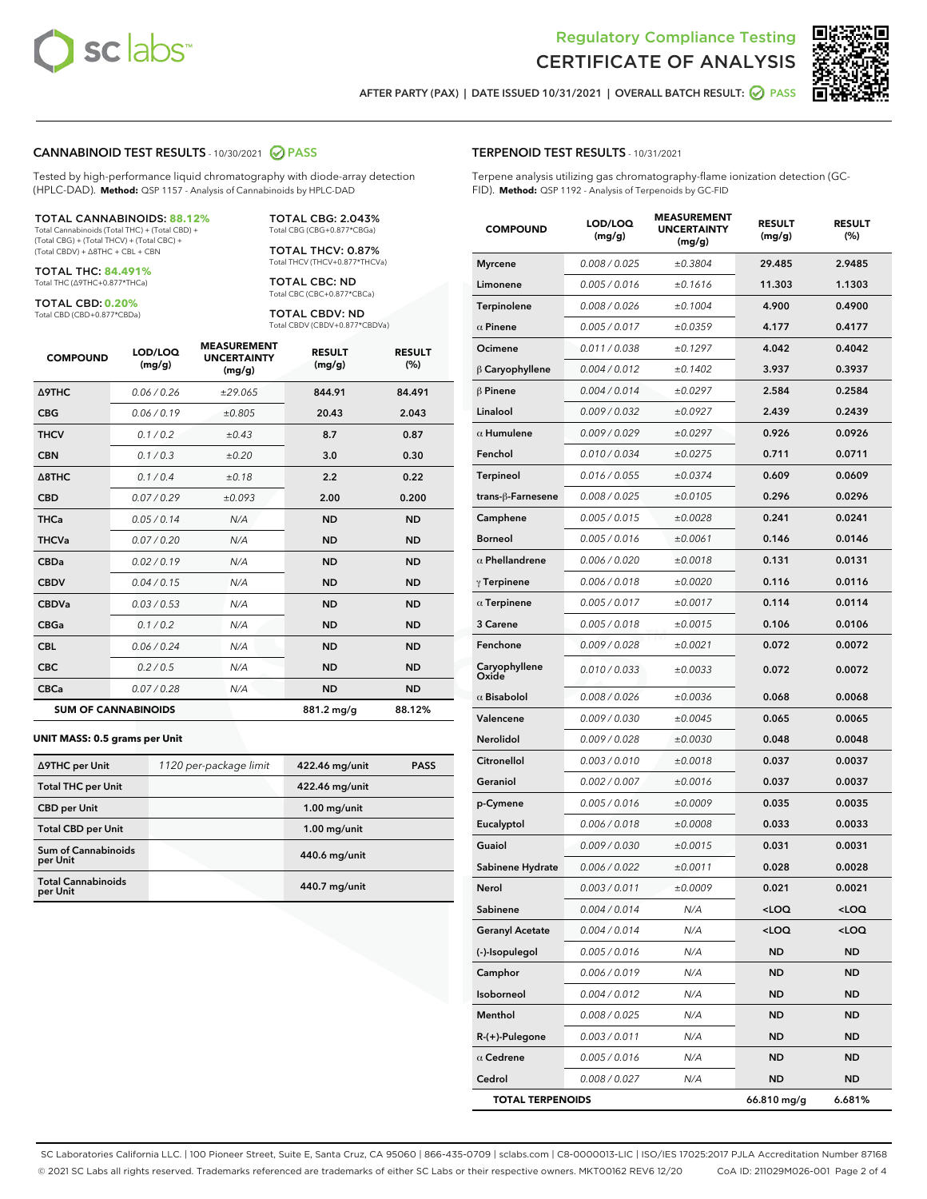Regulatory Compliance Testing
# CERTIFICATE OF ANALYSIS

AFTER PARTY (PAX) | DATE ISSUED 10/31/2021 | OVERALL BATCH RESULT: PASS

## CANNABINOID TEST RESULTS - 10/30/2021 PASS

Tested by high-performance liquid chromatography with diode-array detection (HPLC-DAD). **Method:** QSP 1157 - Analysis of Cannabinoids by HPLC-DAD

**TOTAL CANNABINOIDS: 88.12%**
Total Cannabinoids (Total THC) + (Total CBD) + (Total CBG) + (Total THCV) + (Total CBC) + (Total CBDV) + Δ8THC + CBL + CBN

**TOTAL THC: 84.491%**
Total THC (Δ9THC+0.877*THCa)

**TOTAL CBD: 0.20%**
Total CBD (CBD+0.877*CBDa)

**TOTAL CBG: 2.043%**
Total CBG (CBG+0.877*CBGa)

**TOTAL THCV: 0.87%**
Total THCV (THCV+0.877*THCVa)

**TOTAL CBC: ND**
Total CBC (CBC+0.877*CBCa)

**TOTAL CBDV: ND**
Total CBDV (CBDV+0.877*CBDVa)

| COMPOUND | LOD/LOQ (mg/g) | MEASUREMENT UNCERTAINTY (mg/g) | RESULT (mg/g) | RESULT (%) |
|---|---|---|---|---|
| Δ9THC | 0.06 / 0.26 | ±29.065 | 844.91 | 84.491 |
| CBG | 0.06 / 0.19 | ±0.805 | 20.43 | 2.043 |
| THCV | 0.1 / 0.2 | ±0.43 | 8.7 | 0.87 |
| CBN | 0.1 / 0.3 | ±0.20 | 3.0 | 0.30 |
| Δ8THC | 0.1 / 0.4 | ±0.18 | 2.2 | 0.22 |
| CBD | 0.07 / 0.29 | ±0.093 | 2.00 | 0.200 |
| THCa | 0.05 / 0.14 | N/A | ND | ND |
| THCVa | 0.07 / 0.20 | N/A | ND | ND |
| CBDa | 0.02 / 0.19 | N/A | ND | ND |
| CBDV | 0.04 / 0.15 | N/A | ND | ND |
| CBDVa | 0.03 / 0.53 | N/A | ND | ND |
| CBGa | 0.1 / 0.2 | N/A | ND | ND |
| CBL | 0.06 / 0.24 | N/A | ND | ND |
| CBC | 0.2 / 0.5 | N/A | ND | ND |
| CBCa | 0.07 / 0.28 | N/A | ND | ND |
| **SUM OF CANNABINOIDS** | | | 881.2 mg/g | 88.12% |

**UNIT MASS: 0.5 grams per Unit**

| | | | |
|---|---|---|---|
| Δ9THC per Unit | 1120 per-package limit | 422.46 mg/unit | PASS |
| Total THC per Unit | | 422.46 mg/unit | |
| CBD per Unit | | 1.00 mg/unit | |
| Total CBD per Unit | | 1.00 mg/unit | |
| Sum of Cannabinoids per Unit | | 440.6 mg/unit | |
| Total Cannabinoids per Unit | | 440.7 mg/unit | |

## TERPENOID TEST RESULTS - 10/31/2021

Terpene analysis utilizing gas chromatography-flame ionization detection (GC-FID). **Method:** QSP 1192 - Analysis of Terpenoids by GC-FID

| COMPOUND | LOD/LOQ (mg/g) | MEASUREMENT UNCERTAINTY (mg/g) | RESULT (mg/g) | RESULT (%) |
|---|---|---|---|---|
| Myrcene | 0.008 / 0.025 | ±0.3804 | 29.485 | 2.9485 |
| Limonene | 0.005 / 0.016 | ±0.1616 | 11.303 | 1.1303 |
| Terpinolene | 0.008 / 0.026 | ±0.1004 | 4.900 | 0.4900 |
| α Pinene | 0.005 / 0.017 | ±0.0359 | 4.177 | 0.4177 |
| Ocimene | 0.011 / 0.038 | ±0.1297 | 4.042 | 0.4042 |
| β Caryophyllene | 0.004 / 0.012 | ±0.1402 | 3.937 | 0.3937 |
| β Pinene | 0.004 / 0.014 | ±0.0297 | 2.584 | 0.2584 |
| Linalool | 0.009 / 0.032 | ±0.0927 | 2.439 | 0.2439 |
| α Humulene | 0.009 / 0.029 | ±0.0297 | 0.926 | 0.0926 |
| Fenchol | 0.010 / 0.034 | ±0.0275 | 0.711 | 0.0711 |
| Terpineol | 0.016 / 0.055 | ±0.0374 | 0.609 | 0.0609 |
| trans-β-Farnesene | 0.008 / 0.025 | ±0.0105 | 0.296 | 0.0296 |
| Camphene | 0.005 / 0.015 | ±0.0028 | 0.241 | 0.0241 |
| Borneol | 0.005 / 0.016 | ±0.0061 | 0.146 | 0.0146 |
| α Phellandrene | 0.006 / 0.020 | ±0.0018 | 0.131 | 0.0131 |
| γ Terpinene | 0.006 / 0.018 | ±0.0020 | 0.116 | 0.0116 |
| α Terpinene | 0.005 / 0.017 | ±0.0017 | 0.114 | 0.0114 |
| 3 Carene | 0.005 / 0.018 | ±0.0015 | 0.106 | 0.0106 |
| Fenchone | 0.009 / 0.028 | ±0.0021 | 0.072 | 0.0072 |
| Caryophyllene Oxide | 0.010 / 0.033 | ±0.0033 | 0.072 | 0.0072 |
| α Bisabolol | 0.008 / 0.026 | ±0.0036 | 0.068 | 0.0068 |
| Valencene | 0.009 / 0.030 | ±0.0045 | 0.065 | 0.0065 |
| Nerolidol | 0.009 / 0.028 | ±0.0030 | 0.048 | 0.0048 |
| Citronellol | 0.003 / 0.010 | ±0.0018 | 0.037 | 0.0037 |
| Geraniol | 0.002 / 0.007 | ±0.0016 | 0.037 | 0.0037 |
| p-Cymene | 0.005 / 0.016 | ±0.0009 | 0.035 | 0.0035 |
| Eucalyptol | 0.006 / 0.018 | ±0.0008 | 0.033 | 0.0033 |
| Guaiol | 0.009 / 0.030 | ±0.0015 | 0.031 | 0.0031 |
| Sabinene Hydrate | 0.006 / 0.022 | ±0.0011 | 0.028 | 0.0028 |
| Nerol | 0.003 / 0.011 | ±0.0009 | 0.021 | 0.0021 |
| Sabinene | 0.004 / 0.014 | N/A | <LOQ | <LOQ |
| Geranyl Acetate | 0.004 / 0.014 | N/A | <LOQ | <LOQ |
| (-)-Isopulegol | 0.005 / 0.016 | N/A | ND | ND |
| Camphor | 0.006 / 0.019 | N/A | ND | ND |
| Isoborneol | 0.004 / 0.012 | N/A | ND | ND |
| Menthol | 0.008 / 0.025 | N/A | ND | ND |
| R-(+)-Pulegone | 0.003 / 0.011 | N/A | ND | ND |
| α Cedrene | 0.005 / 0.016 | N/A | ND | ND |
| Cedrol | 0.008 / 0.027 | N/A | ND | ND |
| **TOTAL TERPENOIDS** | | | 66.810 mg/g | 6.681% |

SC Laboratories California LLC. | 100 Pioneer Street, Suite E, Santa Cruz, CA 95060 | 866-435-0709 | sclabs.com | C8-0000013-LIC | ISO/IES 17025:2017 PJLA Accreditation Number 87168
© 2021 SC Labs all rights reserved. Trademarks referenced are trademarks of either SC Labs or their respective owners. MKT00162 REV6 12/20 CoA ID: 211029M026-001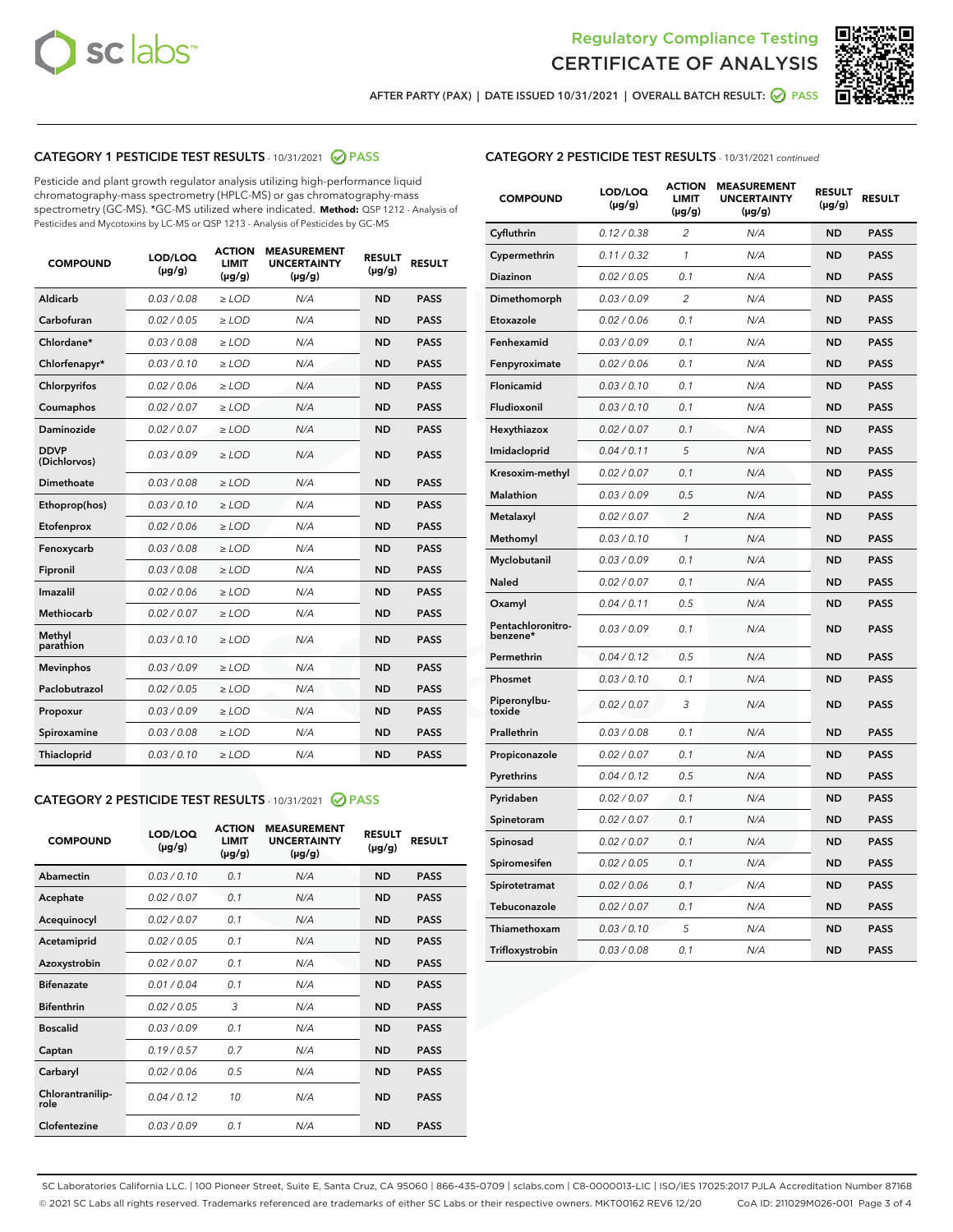# Regulatory Compliance Testing
# CERTIFICATE OF ANALYSIS

AFTER PARTY (PAX) | DATE ISSUED 10/31/2021 | OVERALL BATCH RESULT: PASS

## CATEGORY 1 PESTICIDE TEST RESULTS - 10/31/2021 PASS

Pesticide and plant growth regulator analysis utilizing high-performance liquid chromatography-mass spectrometry (HPLC-MS) or gas chromatography-mass spectrometry (GC-MS). *GC-MS utilized where indicated. **Method:** QSP 1212 - Analysis of Pesticides and Mycotoxins by LC-MS or QSP 1213 - Analysis of Pesticides by GC-MS

| COMPOUND | LOD/LOQ (µg/g) | ACTION LIMIT (µg/g) | MEASUREMENT UNCERTAINTY (µg/g) | RESULT (µg/g) | RESULT |
|---|---|---|---|---|---|
| Aldicarb | 0.03 / 0.08 | ≥ LOD | N/A | ND | PASS |
| Carbofuran | 0.02 / 0.05 | ≥ LOD | N/A | ND | PASS |
| Chlordane* | 0.03 / 0.08 | ≥ LOD | N/A | ND | PASS |
| Chlorfenapyr* | 0.03 / 0.10 | ≥ LOD | N/A | ND | PASS |
| Chlorpyrifos | 0.02 / 0.06 | ≥ LOD | N/A | ND | PASS |
| Coumaphos | 0.02 / 0.07 | ≥ LOD | N/A | ND | PASS |
| Daminozide | 0.02 / 0.07 | ≥ LOD | N/A | ND | PASS |
| DDVP (Dichlorvos) | 0.03 / 0.09 | ≥ LOD | N/A | ND | PASS |
| Dimethoate | 0.03 / 0.08 | ≥ LOD | N/A | ND | PASS |
| Ethoprop(hos) | 0.03 / 0.10 | ≥ LOD | N/A | ND | PASS |
| Etofenprox | 0.02 / 0.06 | ≥ LOD | N/A | ND | PASS |
| Fenoxycarb | 0.03 / 0.08 | ≥ LOD | N/A | ND | PASS |
| Fipronil | 0.03 / 0.08 | ≥ LOD | N/A | ND | PASS |
| Imazalil | 0.02 / 0.06 | ≥ LOD | N/A | ND | PASS |
| Methiocarb | 0.02 / 0.07 | ≥ LOD | N/A | ND | PASS |
| Methyl parathion | 0.03 / 0.10 | ≥ LOD | N/A | ND | PASS |
| Mevinphos | 0.03 / 0.09 | ≥ LOD | N/A | ND | PASS |
| Paclobutrazol | 0.02 / 0.05 | ≥ LOD | N/A | ND | PASS |
| Propoxur | 0.03 / 0.09 | ≥ LOD | N/A | ND | PASS |
| Spiroxamine | 0.03 / 0.08 | ≥ LOD | N/A | ND | PASS |
| Thiacloprid | 0.03 / 0.10 | ≥ LOD | N/A | ND | PASS |

## CATEGORY 2 PESTICIDE TEST RESULTS - 10/31/2021 PASS

| COMPOUND | LOD/LOQ (µg/g) | ACTION LIMIT (µg/g) | MEASUREMENT UNCERTAINTY (µg/g) | RESULT (µg/g) | RESULT |
|---|---|---|---|---|---|
| Abamectin | 0.03 / 0.10 | 0.1 | N/A | ND | PASS |
| Acephate | 0.02 / 0.07 | 0.1 | N/A | ND | PASS |
| Acequinocyl | 0.02 / 0.07 | 0.1 | N/A | ND | PASS |
| Acetamiprid | 0.02 / 0.05 | 0.1 | N/A | ND | PASS |
| Azoxystrobin | 0.02 / 0.07 | 0.1 | N/A | ND | PASS |
| Bifenazate | 0.01 / 0.04 | 0.1 | N/A | ND | PASS |
| Bifenthrin | 0.02 / 0.05 | 3 | N/A | ND | PASS |
| Boscalid | 0.03 / 0.09 | 0.1 | N/A | ND | PASS |
| Captan | 0.19 / 0.57 | 0.7 | N/A | ND | PASS |
| Carbaryl | 0.02 / 0.06 | 0.5 | N/A | ND | PASS |
| Chlorantraniliprole | 0.04 / 0.12 | 10 | N/A | ND | PASS |
| Clofentezine | 0.03 / 0.09 | 0.1 | N/A | ND | PASS |
| Cyfluthrin | 0.12 / 0.38 | 2 | N/A | ND | PASS |
| Cypermethrin | 0.11 / 0.32 | 1 | N/A | ND | PASS |
| Diazinon | 0.02 / 0.05 | 0.1 | N/A | ND | PASS |
| Dimethomorph | 0.03 / 0.09 | 2 | N/A | ND | PASS |
| Etoxazole | 0.02 / 0.06 | 0.1 | N/A | ND | PASS |
| Fenhexamid | 0.03 / 0.09 | 0.1 | N/A | ND | PASS |
| Fenpyroximate | 0.02 / 0.06 | 0.1 | N/A | ND | PASS |
| Flonicamid | 0.03 / 0.10 | 0.1 | N/A | ND | PASS |
| Fludioxonil | 0.03 / 0.10 | 0.1 | N/A | ND | PASS |
| Hexythiazox | 0.02 / 0.07 | 0.1 | N/A | ND | PASS |
| Imidacloprid | 0.04 / 0.11 | 5 | N/A | ND | PASS |
| Kresoxim-methyl | 0.02 / 0.07 | 0.1 | N/A | ND | PASS |
| Malathion | 0.03 / 0.09 | 0.5 | N/A | ND | PASS |
| Metalaxyl | 0.02 / 0.07 | 2 | N/A | ND | PASS |
| Methomyl | 0.03 / 0.10 | 1 | N/A | ND | PASS |
| Myclobutanil | 0.03 / 0.09 | 0.1 | N/A | ND | PASS |
| Naled | 0.02 / 0.07 | 0.1 | N/A | ND | PASS |
| Oxamyl | 0.04 / 0.11 | 0.5 | N/A | ND | PASS |
| Pentachloronitrobenzene* | 0.03 / 0.09 | 0.1 | N/A | ND | PASS |
| Permethrin | 0.04 / 0.12 | 0.5 | N/A | ND | PASS |
| Phosmet | 0.03 / 0.10 | 0.1 | N/A | ND | PASS |
| Piperonylbutoxide | 0.02 / 0.07 | 3 | N/A | ND | PASS |
| Prallethrin | 0.03 / 0.08 | 0.1 | N/A | ND | PASS |
| Propiconazole | 0.02 / 0.07 | 0.1 | N/A | ND | PASS |
| Pyrethrins | 0.04 / 0.12 | 0.5 | N/A | ND | PASS |
| Pyridaben | 0.02 / 0.07 | 0.1 | N/A | ND | PASS |
| Spinetoram | 0.02 / 0.07 | 0.1 | N/A | ND | PASS |
| Spinosad | 0.02 / 0.07 | 0.1 | N/A | ND | PASS |
| Spiromesifen | 0.02 / 0.05 | 0.1 | N/A | ND | PASS |
| Spirotetramat | 0.02 / 0.06 | 0.1 | N/A | ND | PASS |
| Tebuconazole | 0.02 / 0.07 | 0.1 | N/A | ND | PASS |
| Thiamethoxam | 0.03 / 0.10 | 5 | N/A | ND | PASS |
| Trifloxystrobin | 0.03 / 0.08 | 0.1 | N/A | ND | PASS |

SC Laboratories California LLC. | 100 Pioneer Street, Suite E, Santa Cruz, CA 95060 | 866-435-0709 | sclabs.com | C8-0000013-LIC | ISO/IES 17025:2017 PJLA Accreditation Number 87168
© 2021 SC Labs all rights reserved. Trademarks referenced are trademarks of either SC Labs or their respective owners. MKT00162 REV6 12/20 CoA ID: 211029M026-001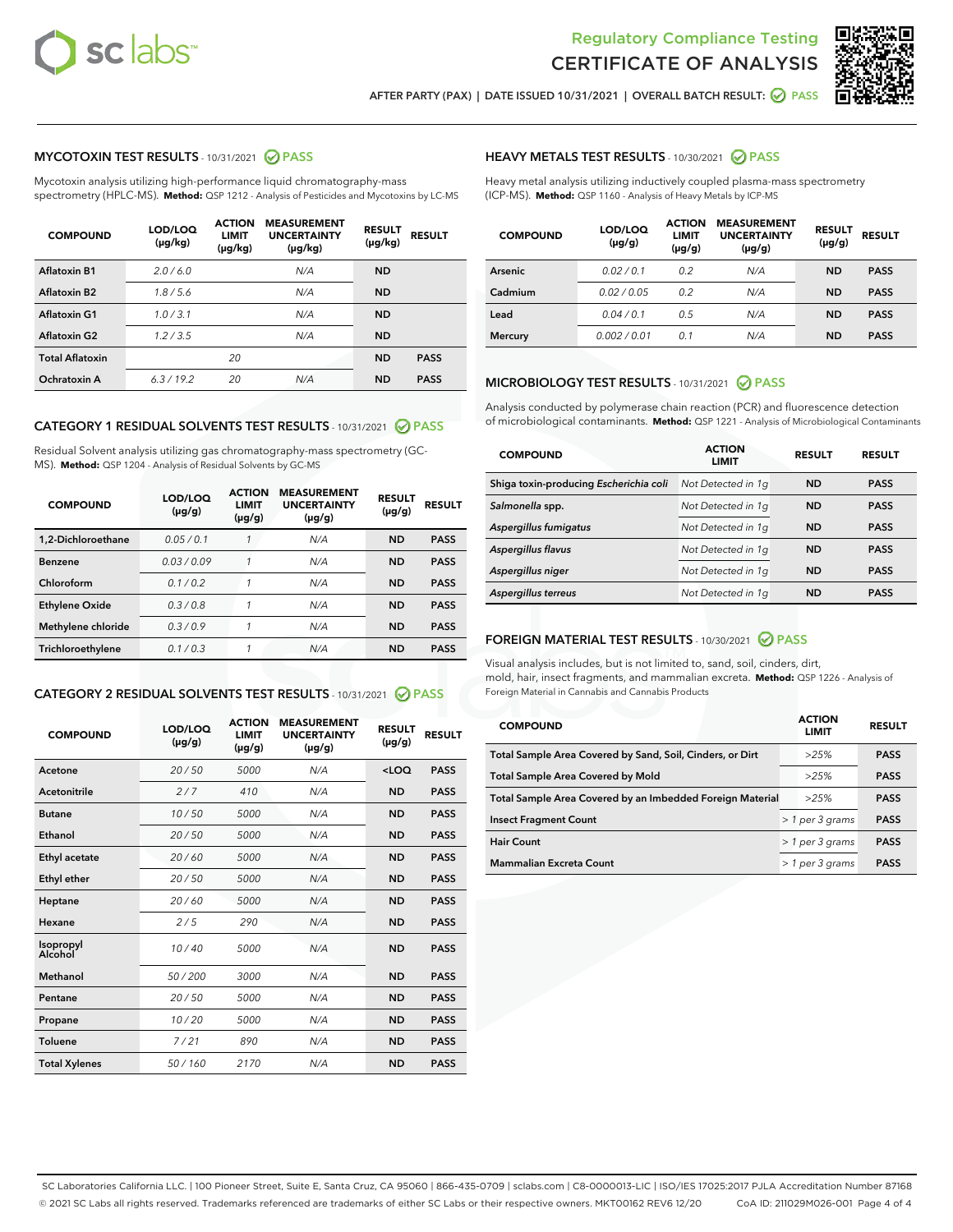Regulatory Compliance Testing
# CERTIFICATE OF ANALYSIS

AFTER PARTY (PAX) | DATE ISSUED 10/31/2021 | OVERALL BATCH RESULT: PASS

## MYCOTOXIN TEST RESULTS - 10/31/2021 PASS

Mycotoxin analysis utilizing high-performance liquid chromatography-mass spectrometry (HPLC-MS). **Method:** QSP 1212 - Analysis of Pesticides and Mycotoxins by LC-MS

| COMPOUND | LOD/LOQ (µg/kg) | ACTION LIMIT (µg/kg) | MEASUREMENT UNCERTAINTY (µg/kg) | RESULT (µg/kg) | RESULT |
|---|---|---|---|---|---|
| Aflatoxin B1 | 2.0 / 6.0 | | N/A | ND | |
| Aflatoxin B2 | 1.8 / 5.6 | | N/A | ND | |
| Aflatoxin G1 | 1.0 / 3.1 | | N/A | ND | |
| Aflatoxin G2 | 1.2 / 3.5 | | N/A | ND | |
| Total Aflatoxin | | 20 | | ND | PASS |
| Ochratoxin A | 6.3 / 19.2 | 20 | N/A | ND | PASS |

## CATEGORY 1 RESIDUAL SOLVENTS TEST RESULTS - 10/31/2021 PASS

Residual Solvent analysis utilizing gas chromatography-mass spectrometry (GC-MS). **Method:** QSP 1204 - Analysis of Residual Solvents by GC-MS

| COMPOUND | LOD/LOQ (µg/g) | ACTION LIMIT (µg/g) | MEASUREMENT UNCERTAINTY (µg/g) | RESULT (µg/g) | RESULT |
|---|---|---|---|---|---|
| 1,2-Dichloroethane | 0.05 / 0.1 | 1 | N/A | ND | PASS |
| Benzene | 0.03 / 0.09 | 1 | N/A | ND | PASS |
| Chloroform | 0.1 / 0.2 | 1 | N/A | ND | PASS |
| Ethylene Oxide | 0.3 / 0.8 | 1 | N/A | ND | PASS |
| Methylene chloride | 0.3 / 0.9 | 1 | N/A | ND | PASS |
| Trichloroethylene | 0.1 / 0.3 | 1 | N/A | ND | PASS |

## CATEGORY 2 RESIDUAL SOLVENTS TEST RESULTS - 10/31/2021 PASS

| COMPOUND | LOD/LOQ (µg/g) | ACTION LIMIT (µg/g) | MEASUREMENT UNCERTAINTY (µg/g) | RESULT (µg/g) | RESULT |
|---|---|---|---|---|---|
| Acetone | 20 / 50 | 5000 | N/A | <LOQ | PASS |
| Acetonitrile | 2 / 7 | 410 | N/A | ND | PASS |
| Butane | 10 / 50 | 5000 | N/A | ND | PASS |
| Ethanol | 20 / 50 | 5000 | N/A | ND | PASS |
| Ethyl acetate | 20 / 60 | 5000 | N/A | ND | PASS |
| Ethyl ether | 20 / 50 | 5000 | N/A | ND | PASS |
| Heptane | 20 / 60 | 5000 | N/A | ND | PASS |
| Hexane | 2 / 5 | 290 | N/A | ND | PASS |
| Isopropyl Alcohol | 10 / 40 | 5000 | N/A | ND | PASS |
| Methanol | 50 / 200 | 3000 | N/A | ND | PASS |
| Pentane | 20 / 50 | 5000 | N/A | ND | PASS |
| Propane | 10 / 20 | 5000 | N/A | ND | PASS |
| Toluene | 7 / 21 | 890 | N/A | ND | PASS |
| Total Xylenes | 50 / 160 | 2170 | N/A | ND | PASS |

## HEAVY METALS TEST RESULTS - 10/30/2021 PASS

Heavy metal analysis utilizing inductively coupled plasma-mass spectrometry (ICP-MS). **Method:** QSP 1160 - Analysis of Heavy Metals by ICP-MS

| COMPOUND | LOD/LOQ (µg/g) | ACTION LIMIT (µg/g) | MEASUREMENT UNCERTAINTY (µg/g) | RESULT (µg/g) | RESULT |
|---|---|---|---|---|---|
| Arsenic | 0.02 / 0.1 | 0.2 | N/A | ND | PASS |
| Cadmium | 0.02 / 0.05 | 0.2 | N/A | ND | PASS |
| Lead | 0.04 / 0.1 | 0.5 | N/A | ND | PASS |
| Mercury | 0.002 / 0.01 | 0.1 | N/A | ND | PASS |

## MICROBIOLOGY TEST RESULTS - 10/31/2021 PASS

Analysis conducted by polymerase chain reaction (PCR) and fluorescence detection of microbiological contaminants. **Method:** QSP 1221 - Analysis of Microbiological Contaminants

| COMPOUND | ACTION LIMIT | RESULT | RESULT |
|---|---|---|---|
| Shiga toxin-producing *Escherichia coli* | Not Detected in 1g | ND | PASS |
| *Salmonella* spp. | Not Detected in 1g | ND | PASS |
| *Aspergillus fumigatus* | Not Detected in 1g | ND | PASS |
| *Aspergillus flavus* | Not Detected in 1g | ND | PASS |
| *Aspergillus niger* | Not Detected in 1g | ND | PASS |
| *Aspergillus terreus* | Not Detected in 1g | ND | PASS |

## FOREIGN MATERIAL TEST RESULTS - 10/30/2021 PASS

Visual analysis includes, but is not limited to, sand, soil, cinders, dirt, mold, hair, insect fragments, and mammalian excreta. **Method:** QSP 1226 - Analysis of Foreign Material in Cannabis and Cannabis Products

| COMPOUND | ACTION LIMIT | RESULT |
|---|---|---|
| Total Sample Area Covered by Sand, Soil, Cinders, or Dirt | >25% | PASS |
| Total Sample Area Covered by Mold | >25% | PASS |
| Total Sample Area Covered by an Imbedded Foreign Material | >25% | PASS |
| Insect Fragment Count | > 1 per 3 grams | PASS |
| Hair Count | > 1 per 3 grams | PASS |
| Mammalian Excreta Count | > 1 per 3 grams | PASS |

SC Laboratories California LLC. | 100 Pioneer Street, Suite E, Santa Cruz, CA 95060 | 866-435-0709 | sclabs.com | C8-0000013-LIC | ISO/IES 17025:2017 PJLA Accreditation Number 87168
© 2021 SC Labs all rights reserved. Trademarks referenced are trademarks of either SC Labs or their respective owners. MKT00162 REV6 12/20 CoA ID: 211029M026-001